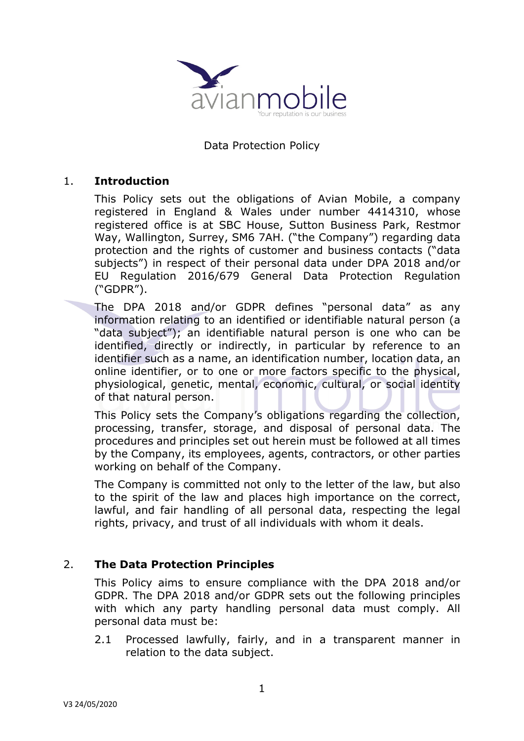Data Protection Policy

## 1. Introduction

This Policy sets out the obligations of Avian Mobile, a company registered in England & Wales under number 4414310, whose registered office is at SBC House, Sutton Business Park, Restmor Way, Wallington, Surrey, SM6 7AH. ("the Company") regarding data protection and the rights of customer and business contacts ("data subjects") in respect of their personal data under DPA 2018 and/or EU Regulation 2016/679 General Data Protection Regulation ("GDPR").

The DPA 2018 and/or GDPR defines "personal data" as any information relating to an identified or identifiable natural person (a "data subject"); an identifiable natural person is one who can be identified, directly or indirectly, in particular by reference to an identifier such as a name, an identification number, location data, an online identifier, or to one or more factors specific to the physical, physiological, genetic, mental, economic, cultural, or social identity of that natural person.

This Policy sets the Company's obligations regarding the collection, processing, transfer, storage, and disposal of personal data. The procedures and principles set out herein must be followed at all times by the Company, its employees, agents, contractors, or other parties working on behalf of the Company.

The Company is committed not only to the letter of the law, but also to the spirit of the law and places high importance on the correct, lawful, and fair handling of all personal data, respecting the legal rights, privacy, and trust of all individuals with whom it deals.

## 2. The Data Protection Principles

This Policy aims to ensure compliance with the DPA 2018 and/or GDPR. The DPA 2018 and/or GDPR sets out the following principles with which any party handling personal data must comply. All personal data must be:

2.1 Processed lawfully, fairly, and in a transparent manner in relation to the data subject.

V3 24/05/2020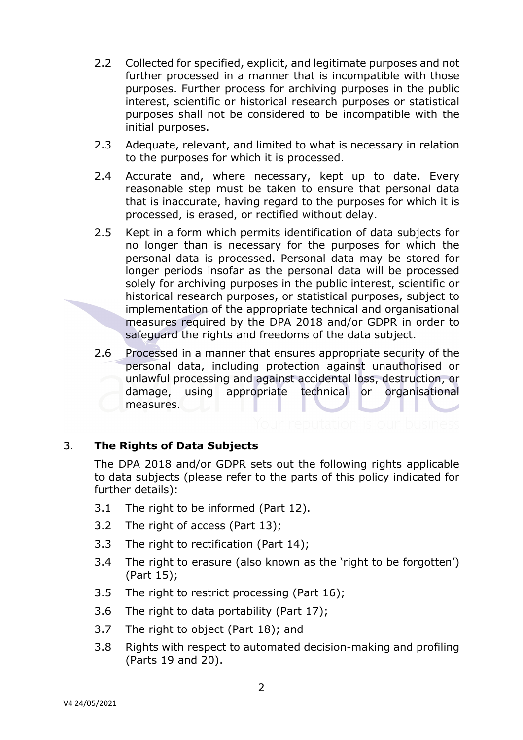2.2 Collected for specified, explicit, and legitimate purposes and not further processed in a manner that is incompatible with those purposes. Further process for archiving purposes in the public interest, scientific or historical research purposes or statistical purposes shall not be considered to be incompatible with the initial purposes.

2.3 Adequate, relevant, and limited to what is necessary in relation to the purposes for which it is processed.

2.4 Accurate and, where necessary, kept up to date. Every reasonable step must be taken to ensure that personal data that is inaccurate, having regard to the purposes for which it is processed, is erased, or rectified without delay.

2.5 Kept in a form which permits identification of data subjects for no longer than is necessary for the purposes for which the personal data is processed. Personal data may be stored for longer periods insofar as the personal data will be processed solely for archiving purposes in the public interest, scientific or historical research purposes, or statistical purposes, subject to implementation of the appropriate technical and organisational measures required by the DPA 2018 and/or GDPR in order to safeguard the rights and freedoms of the data subject.

2.6 Processed in a manner that ensures appropriate security of the personal data, including protection against unauthorised or unlawful processing and against accidental loss, destruction, or damage, using appropriate technical or organisational measures.

## 3. **The Rights of Data Subjects**

The DPA 2018 and/or GDPR sets out the following rights applicable to data subjects (please refer to the parts of this policy indicated for further details):

3.1 The right to be informed (Part 12).

3.2 The right of access (Part 13);

3.3 The right to rectification (Part 14);

3.4 The right to erasure (also known as the 'right to be forgotten') (Part 15);

3.5 The right to restrict processing (Part 16);

3.6 The right to data portability (Part 17);

3.7 The right to object (Part 18); and

3.8 Rights with respect to automated decision-making and profiling (Parts 19 and 20).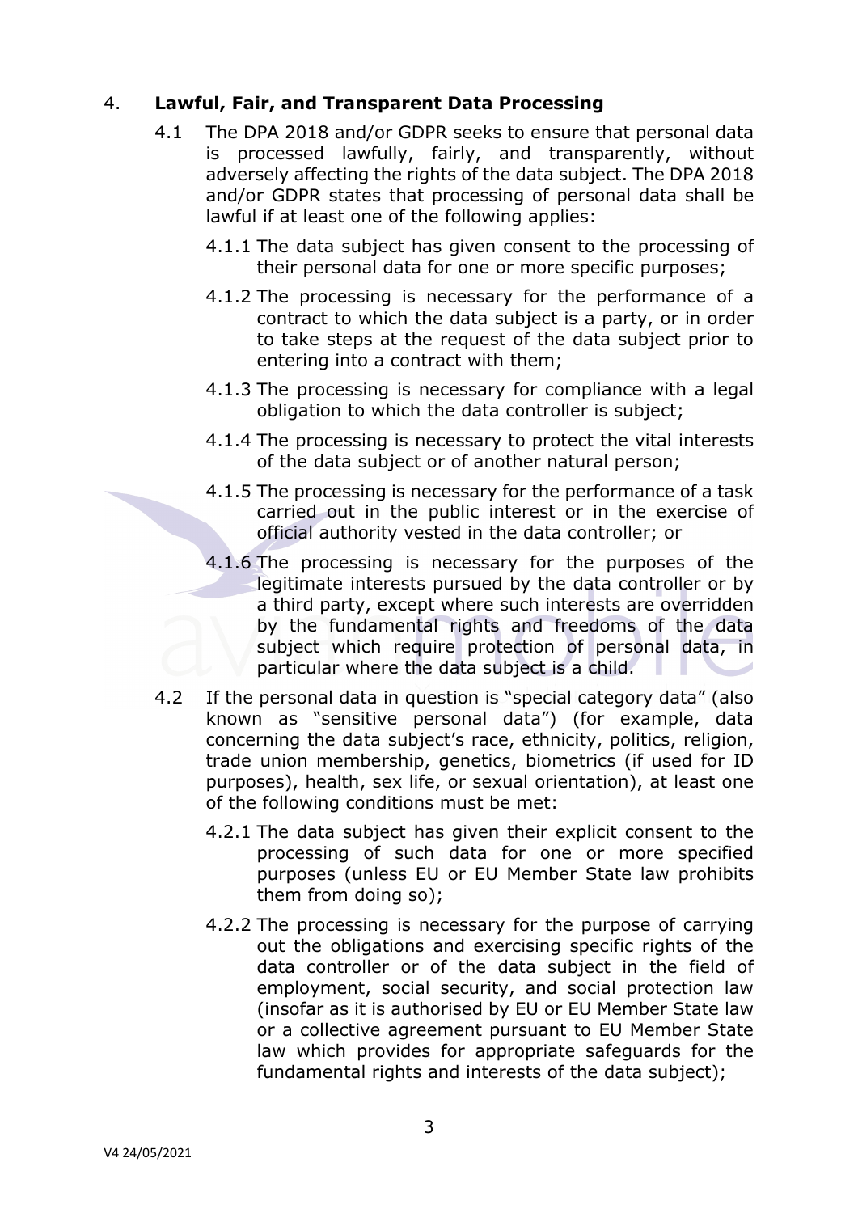## 4. **Lawful, Fair, and Transparent Data Processing**

4.1 The DPA 2018 and/or GDPR seeks to ensure that personal data is processed lawfully, fairly, and transparently, without adversely affecting the rights of the data subject. The DPA 2018 and/or GDPR states that processing of personal data shall be lawful if at least one of the following applies:

4.1.1 The data subject has given consent to the processing of their personal data for one or more specific purposes;

4.1.2 The processing is necessary for the performance of a contract to which the data subject is a party, or in order to take steps at the request of the data subject prior to entering into a contract with them;

4.1.3 The processing is necessary for compliance with a legal obligation to which the data controller is subject;

4.1.4 The processing is necessary to protect the vital interests of the data subject or of another natural person;

4.1.5 The processing is necessary for the performance of a task carried out in the public interest or in the exercise of official authority vested in the data controller; or

4.1.6 The processing is necessary for the purposes of the legitimate interests pursued by the data controller or by a third party, except where such interests are overridden by the fundamental rights and freedoms of the data subject which require protection of personal data, in particular where the data subject is a child.

4.2 If the personal data in question is "special category data" (also known as "sensitive personal data") (for example, data concerning the data subject's race, ethnicity, politics, religion, trade union membership, genetics, biometrics (if used for ID purposes), health, sex life, or sexual orientation), at least one of the following conditions must be met:

4.2.1 The data subject has given their explicit consent to the processing of such data for one or more specified purposes (unless EU or EU Member State law prohibits them from doing so);

4.2.2 The processing is necessary for the purpose of carrying out the obligations and exercising specific rights of the data controller or of the data subject in the field of employment, social security, and social protection law (insofar as it is authorised by EU or EU Member State law or a collective agreement pursuant to EU Member State law which provides for appropriate safeguards for the fundamental rights and interests of the data subject);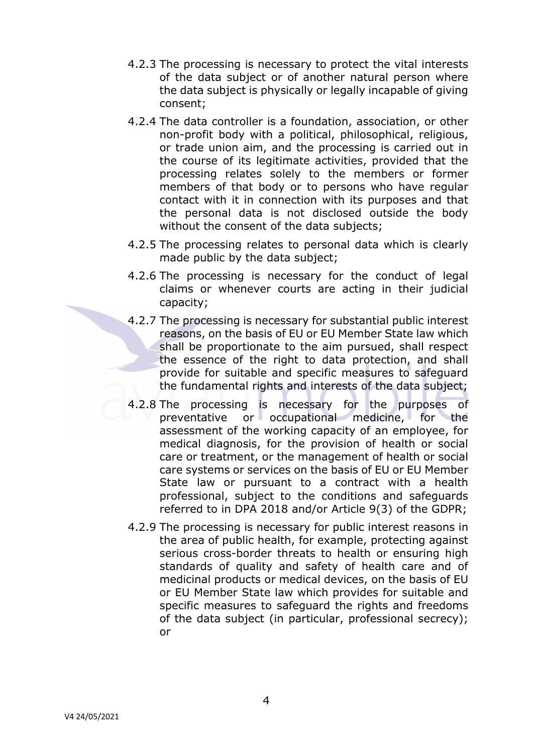4.2.3 The processing is necessary to protect the vital interests of the data subject or of another natural person where the data subject is physically or legally incapable of giving consent;

4.2.4 The data controller is a foundation, association, or other non-profit body with a political, philosophical, religious, or trade union aim, and the processing is carried out in the course of its legitimate activities, provided that the processing relates solely to the members or former members of that body or to persons who have regular contact with it in connection with its purposes and that the personal data is not disclosed outside the body without the consent of the data subjects;

4.2.5 The processing relates to personal data which is clearly made public by the data subject;

4.2.6 The processing is necessary for the conduct of legal claims or whenever courts are acting in their judicial capacity;

4.2.7 The processing is necessary for substantial public interest reasons, on the basis of EU or EU Member State law which shall be proportionate to the aim pursued, shall respect the essence of the right to data protection, and shall provide for suitable and specific measures to safeguard the fundamental rights and interests of the data subject;

4.2.8 The processing is necessary for the purposes of preventative or occupational medicine, for the assessment of the working capacity of an employee, for medical diagnosis, for the provision of health or social care or treatment, or the management of health or social care systems or services on the basis of EU or EU Member State law or pursuant to a contract with a health professional, subject to the conditions and safeguards referred to in DPA 2018 and/or Article 9(3) of the GDPR;

4.2.9 The processing is necessary for public interest reasons in the area of public health, for example, protecting against serious cross-border threats to health or ensuring high standards of quality and safety of health care and of medicinal products or medical devices, on the basis of EU or EU Member State law which provides for suitable and specific measures to safeguard the rights and freedoms of the data subject (in particular, professional secrecy); or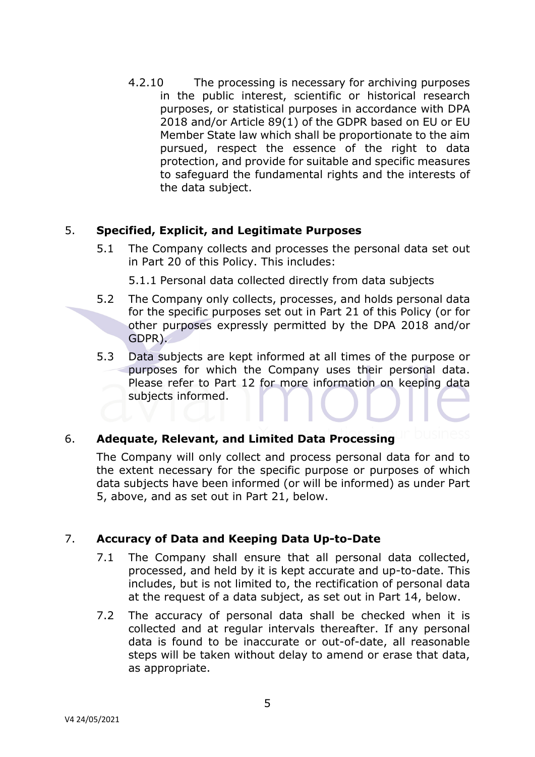4.2.10 The processing is necessary for archiving purposes in the public interest, scientific or historical research purposes, or statistical purposes in accordance with DPA 2018 and/or Article 89(1) of the GDPR based on EU or EU Member State law which shall be proportionate to the aim pursued, respect the essence of the right to data protection, and provide for suitable and specific measures to safeguard the fundamental rights and the interests of the data subject.

## 5. Specified, Explicit, and Legitimate Purposes

5.1 The Company collects and processes the personal data set out in Part 20 of this Policy. This includes:

5.1.1 Personal data collected directly from data subjects

5.2 The Company only collects, processes, and holds personal data for the specific purposes set out in Part 21 of this Policy (or for other purposes expressly permitted by the DPA 2018 and/or GDPR).

5.3 Data subjects are kept informed at all times of the purpose or purposes for which the Company uses their personal data. Please refer to Part 12 for more information on keeping data subjects informed.

## 6. Adequate, Relevant, and Limited Data Processing

The Company will only collect and process personal data for and to the extent necessary for the specific purpose or purposes of which data subjects have been informed (or will be informed) as under Part 5, above, and as set out in Part 21, below.

## 7. Accuracy of Data and Keeping Data Up-to-Date

7.1 The Company shall ensure that all personal data collected, processed, and held by it is kept accurate and up-to-date. This includes, but is not limited to, the rectification of personal data at the request of a data subject, as set out in Part 14, below.

7.2 The accuracy of personal data shall be checked when it is collected and at regular intervals thereafter. If any personal data is found to be inaccurate or out-of-date, all reasonable steps will be taken without delay to amend or erase that data, as appropriate.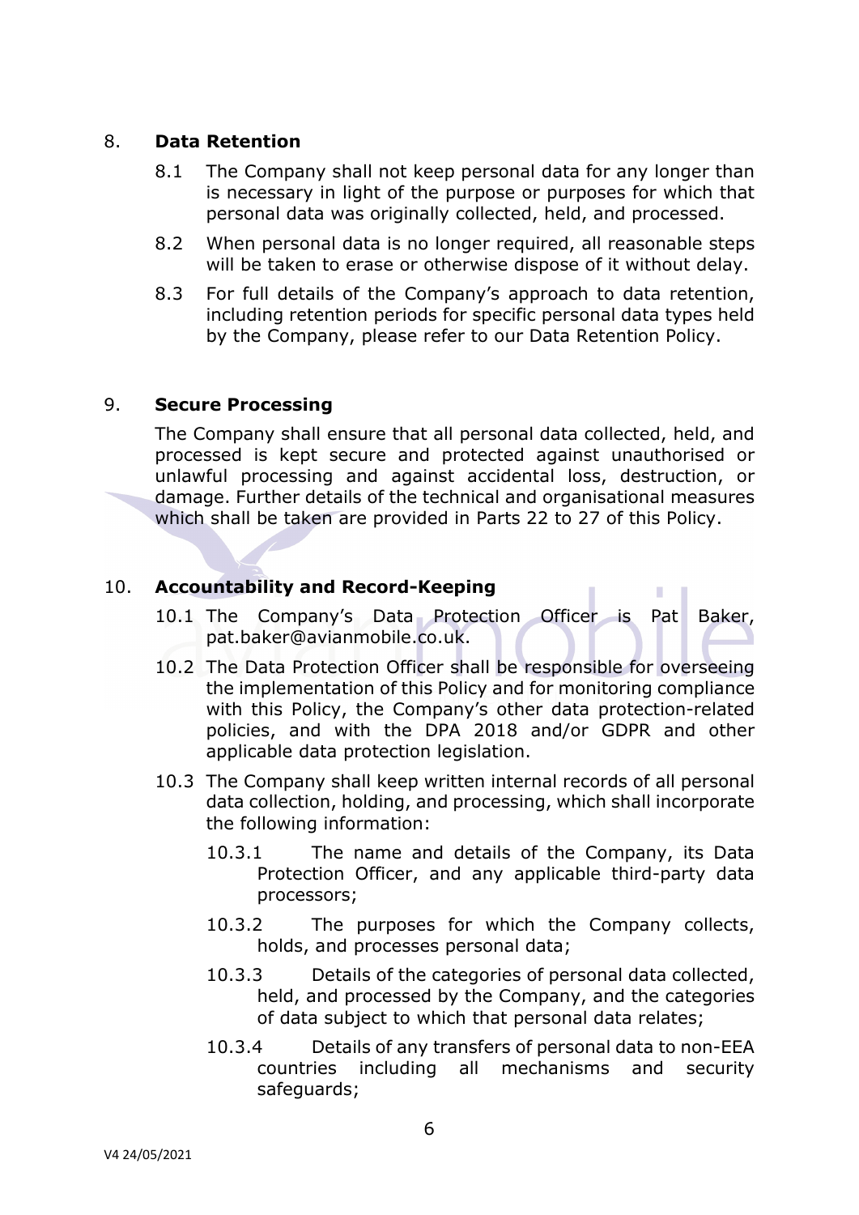## 8. Data Retention

8.1 The Company shall not keep personal data for any longer than is necessary in light of the purpose or purposes for which that personal data was originally collected, held, and processed.

8.2 When personal data is no longer required, all reasonable steps will be taken to erase or otherwise dispose of it without delay.

8.3 For full details of the Company's approach to data retention, including retention periods for specific personal data types held by the Company, please refer to our Data Retention Policy.

## 9. Secure Processing

The Company shall ensure that all personal data collected, held, and processed is kept secure and protected against unauthorised or unlawful processing and against accidental loss, destruction, or damage. Further details of the technical and organisational measures which shall be taken are provided in Parts 22 to 27 of this Policy.

## 10. Accountability and Record-Keeping

10.1 The Company's Data Protection Officer is Pat Baker, pat.baker@avianmobile.co.uk.

10.2 The Data Protection Officer shall be responsible for overseeing the implementation of this Policy and for monitoring compliance with this Policy, the Company's other data protection-related policies, and with the DPA 2018 and/or GDPR and other applicable data protection legislation.

10.3 The Company shall keep written internal records of all personal data collection, holding, and processing, which shall incorporate the following information:

10.3.1 The name and details of the Company, its Data Protection Officer, and any applicable third-party data processors;

10.3.2 The purposes for which the Company collects, holds, and processes personal data;

10.3.3 Details of the categories of personal data collected, held, and processed by the Company, and the categories of data subject to which that personal data relates;

10.3.4 Details of any transfers of personal data to non-EEA countries including all mechanisms and security safeguards;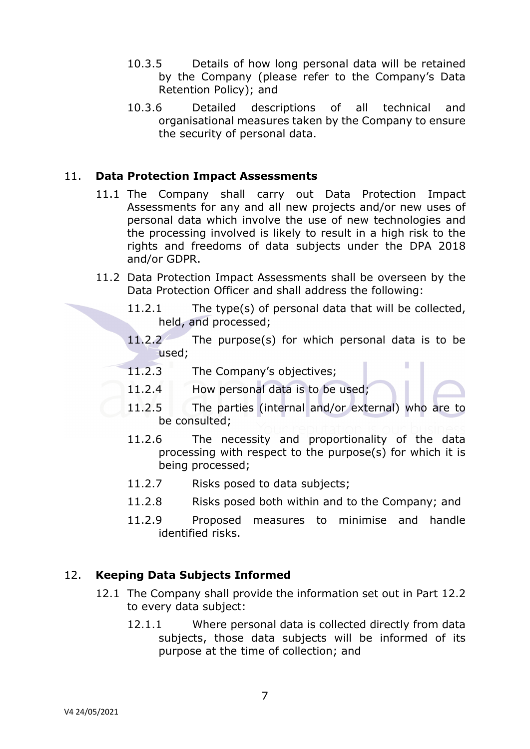10.3.5 Details of how long personal data will be retained by the Company (please refer to the Company's Data Retention Policy); and

10.3.6 Detailed descriptions of all technical and organisational measures taken by the Company to ensure the security of personal data.

## 11. Data Protection Impact Assessments

11.1 The Company shall carry out Data Protection Impact Assessments for any and all new projects and/or new uses of personal data which involve the use of new technologies and the processing involved is likely to result in a high risk to the rights and freedoms of data subjects under the DPA 2018 and/or GDPR.

11.2 Data Protection Impact Assessments shall be overseen by the Data Protection Officer and shall address the following:

11.2.1 The type(s) of personal data that will be collected, held, and processed;

11.2.2 The purpose(s) for which personal data is to be used;

11.2.3 The Company's objectives;

11.2.4 How personal data is to be used;

11.2.5 The parties (internal and/or external) who are to be consulted;

11.2.6 The necessity and proportionality of the data processing with respect to the purpose(s) for which it is being processed;

11.2.7 Risks posed to data subjects;

11.2.8 Risks posed both within and to the Company; and

11.2.9 Proposed measures to minimise and handle identified risks.

## 12. Keeping Data Subjects Informed

12.1 The Company shall provide the information set out in Part 12.2 to every data subject:

12.1.1 Where personal data is collected directly from data subjects, those data subjects will be informed of its purpose at the time of collection; and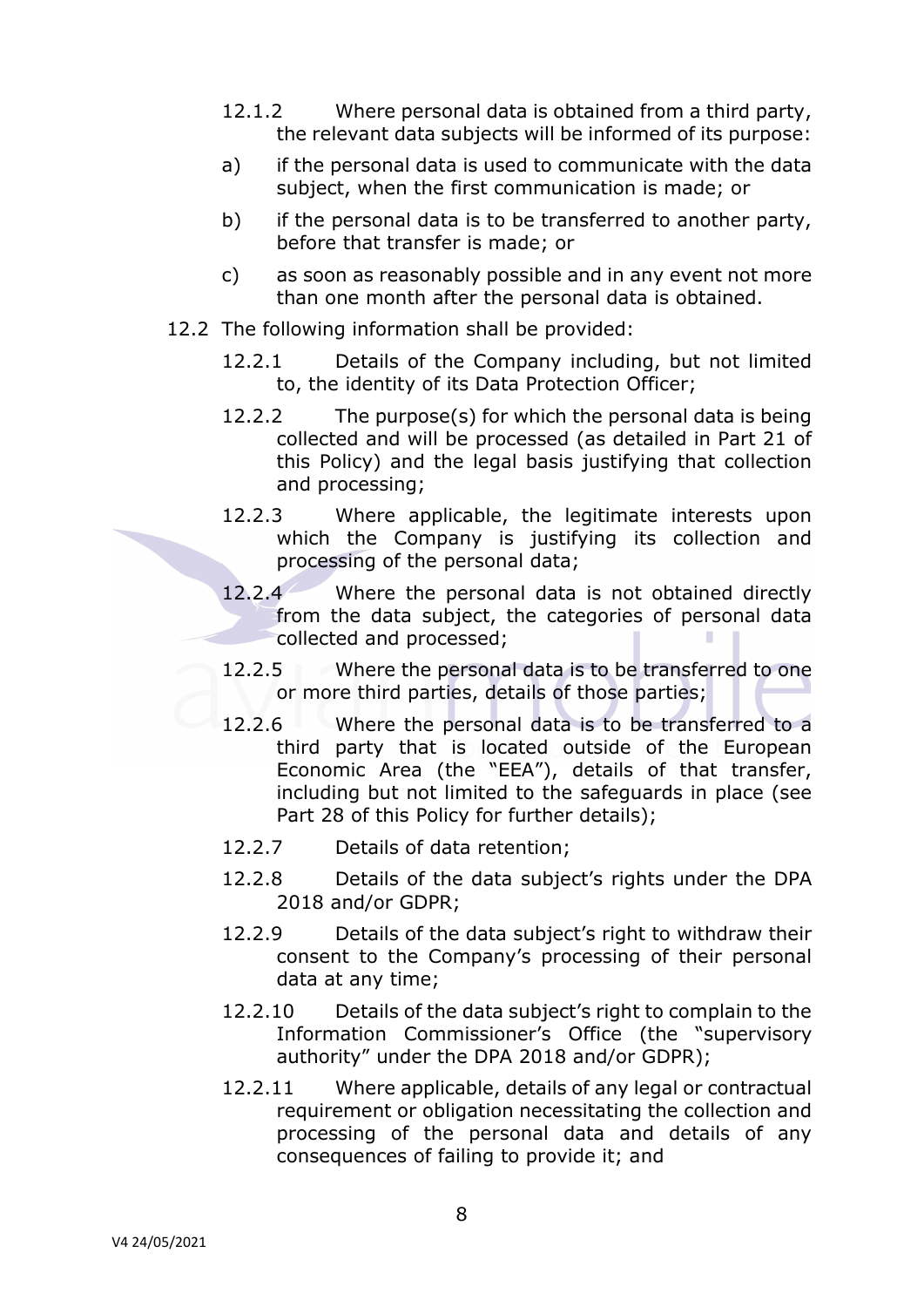12.1.2 Where personal data is obtained from a third party, the relevant data subjects will be informed of its purpose:

a) if the personal data is used to communicate with the data subject, when the first communication is made; or

b) if the personal data is to be transferred to another party, before that transfer is made; or

c) as soon as reasonably possible and in any event not more than one month after the personal data is obtained.

12.2 The following information shall be provided:

12.2.1 Details of the Company including, but not limited to, the identity of its Data Protection Officer;

12.2.2 The purpose(s) for which the personal data is being collected and will be processed (as detailed in Part 21 of this Policy) and the legal basis justifying that collection and processing;

12.2.3 Where applicable, the legitimate interests upon which the Company is justifying its collection and processing of the personal data;

12.2.4 Where the personal data is not obtained directly from the data subject, the categories of personal data collected and processed;

12.2.5 Where the personal data is to be transferred to one or more third parties, details of those parties;

12.2.6 Where the personal data is to be transferred to a third party that is located outside of the European Economic Area (the "EEA"), details of that transfer, including but not limited to the safeguards in place (see Part 28 of this Policy for further details);

12.2.7 Details of data retention;

12.2.8 Details of the data subject's rights under the DPA 2018 and/or GDPR;

12.2.9 Details of the data subject's right to withdraw their consent to the Company's processing of their personal data at any time;

12.2.10 Details of the data subject's right to complain to the Information Commissioner's Office (the "supervisory authority" under the DPA 2018 and/or GDPR);

12.2.11 Where applicable, details of any legal or contractual requirement or obligation necessitating the collection and processing of the personal data and details of any consequences of failing to provide it; and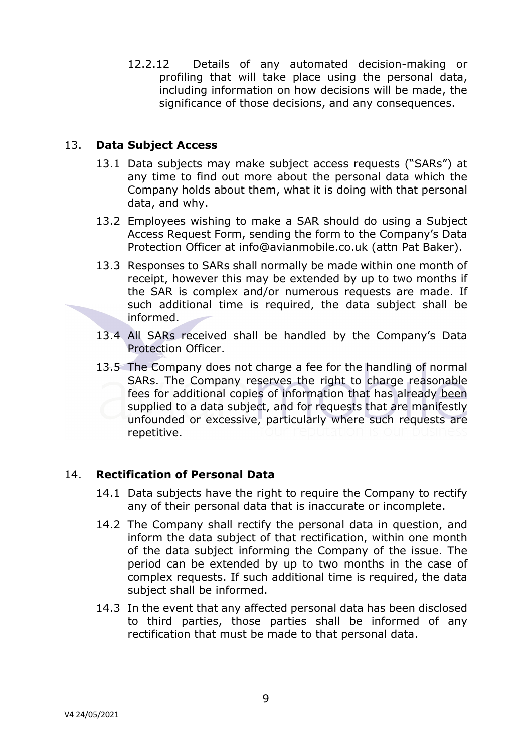12.2.12 Details of any automated decision-making or profiling that will take place using the personal data, including information on how decisions will be made, the significance of those decisions, and any consequences.

## 13. Data Subject Access

13.1 Data subjects may make subject access requests ("SARs") at any time to find out more about the personal data which the Company holds about them, what it is doing with that personal data, and why.

13.2 Employees wishing to make a SAR should do using a Subject Access Request Form, sending the form to the Company's Data Protection Officer at info@avianmobile.co.uk (attn Pat Baker).

13.3 Responses to SARs shall normally be made within one month of receipt, however this may be extended by up to two months if the SAR is complex and/or numerous requests are made. If such additional time is required, the data subject shall be informed.

13.4 All SARs received shall be handled by the Company's Data Protection Officer.

13.5 The Company does not charge a fee for the handling of normal SARs. The Company reserves the right to charge reasonable fees for additional copies of information that has already been supplied to a data subject, and for requests that are manifestly unfounded or excessive, particularly where such requests are repetitive.

## 14. Rectification of Personal Data

14.1 Data subjects have the right to require the Company to rectify any of their personal data that is inaccurate or incomplete.

14.2 The Company shall rectify the personal data in question, and inform the data subject of that rectification, within one month of the data subject informing the Company of the issue. The period can be extended by up to two months in the case of complex requests. If such additional time is required, the data subject shall be informed.

14.3 In the event that any affected personal data has been disclosed to third parties, those parties shall be informed of any rectification that must be made to that personal data.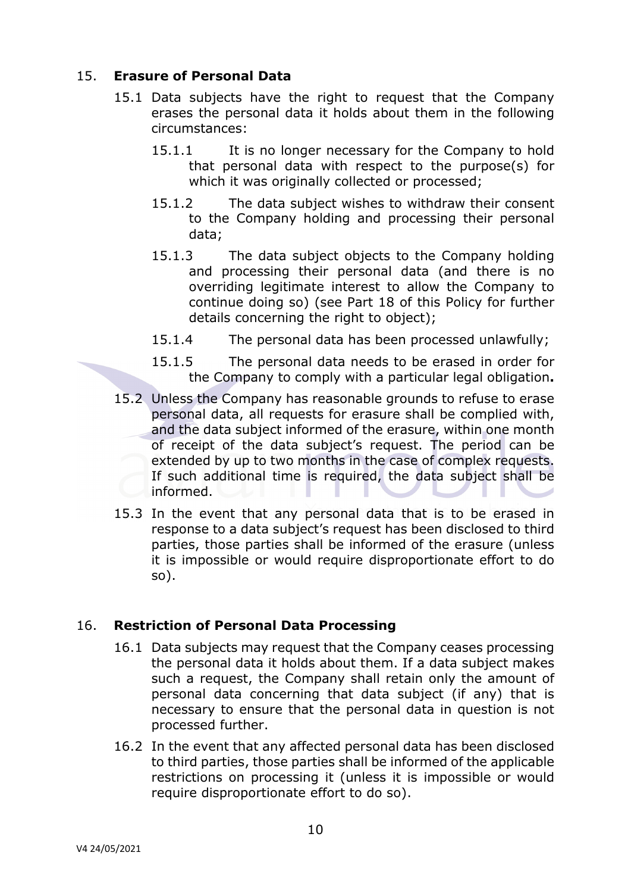## 15. Erasure of Personal Data

15.1 Data subjects have the right to request that the Company erases the personal data it holds about them in the following circumstances:

15.1.1 It is no longer necessary for the Company to hold that personal data with respect to the purpose(s) for which it was originally collected or processed;

15.1.2 The data subject wishes to withdraw their consent to the Company holding and processing their personal data;

15.1.3 The data subject objects to the Company holding and processing their personal data (and there is no overriding legitimate interest to allow the Company to continue doing so) (see Part 18 of this Policy for further details concerning the right to object);

15.1.4 The personal data has been processed unlawfully;

15.1.5 The personal data needs to be erased in order for the Company to comply with a particular legal obligation**.**

15.2 Unless the Company has reasonable grounds to refuse to erase personal data, all requests for erasure shall be complied with, and the data subject informed of the erasure, within one month of receipt of the data subject's request. The period can be extended by up to two months in the case of complex requests. If such additional time is required, the data subject shall be informed.

15.3 In the event that any personal data that is to be erased in response to a data subject's request has been disclosed to third parties, those parties shall be informed of the erasure (unless it is impossible or would require disproportionate effort to do so).

## 16. Restriction of Personal Data Processing

16.1 Data subjects may request that the Company ceases processing the personal data it holds about them. If a data subject makes such a request, the Company shall retain only the amount of personal data concerning that data subject (if any) that is necessary to ensure that the personal data in question is not processed further.

16.2 In the event that any affected personal data has been disclosed to third parties, those parties shall be informed of the applicable restrictions on processing it (unless it is impossible or would require disproportionate effort to do so).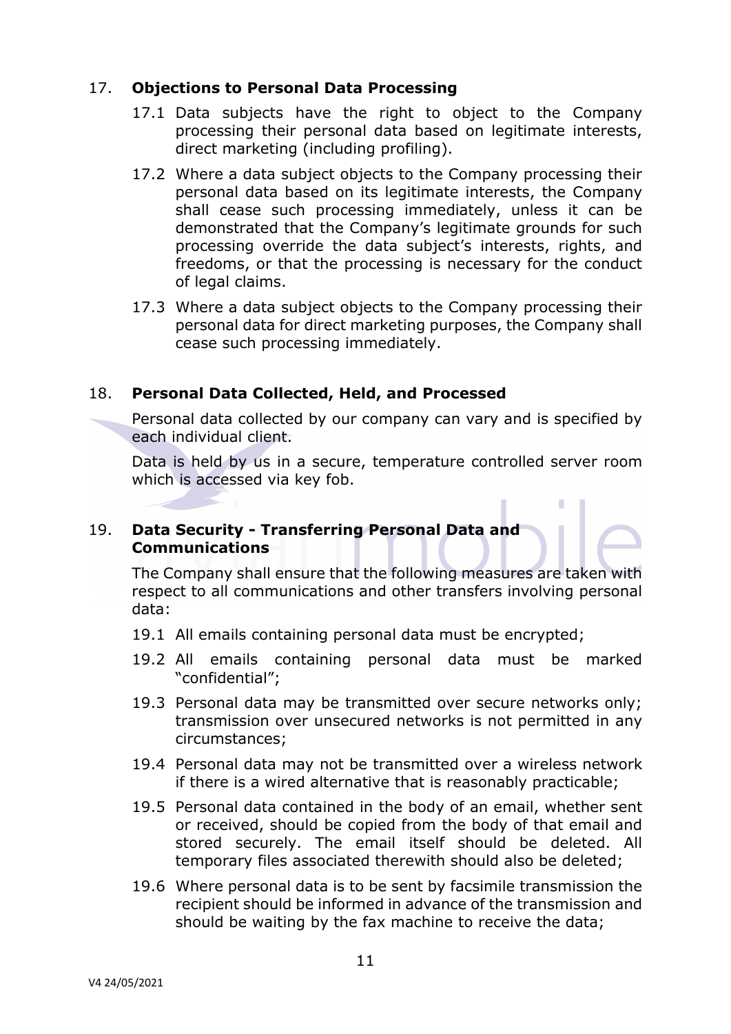## 17. Objections to Personal Data Processing

17.1 Data subjects have the right to object to the Company processing their personal data based on legitimate interests, direct marketing (including profiling).

17.2 Where a data subject objects to the Company processing their personal data based on its legitimate interests, the Company shall cease such processing immediately, unless it can be demonstrated that the Company's legitimate grounds for such processing override the data subject's interests, rights, and freedoms, or that the processing is necessary for the conduct of legal claims.

17.3 Where a data subject objects to the Company processing their personal data for direct marketing purposes, the Company shall cease such processing immediately.

## 18. Personal Data Collected, Held, and Processed

Personal data collected by our company can vary and is specified by each individual client.

Data is held by us in a secure, temperature controlled server room which is accessed via key fob.

## 19. Data Security - Transferring Personal Data and Communications

The Company shall ensure that the following measures are taken with respect to all communications and other transfers involving personal data:

19.1 All emails containing personal data must be encrypted;

19.2 All emails containing personal data must be marked "confidential";

19.3 Personal data may be transmitted over secure networks only; transmission over unsecured networks is not permitted in any circumstances;

19.4 Personal data may not be transmitted over a wireless network if there is a wired alternative that is reasonably practicable;

19.5 Personal data contained in the body of an email, whether sent or received, should be copied from the body of that email and stored securely. The email itself should be deleted. All temporary files associated therewith should also be deleted;

19.6 Where personal data is to be sent by facsimile transmission the recipient should be informed in advance of the transmission and should be waiting by the fax machine to receive the data;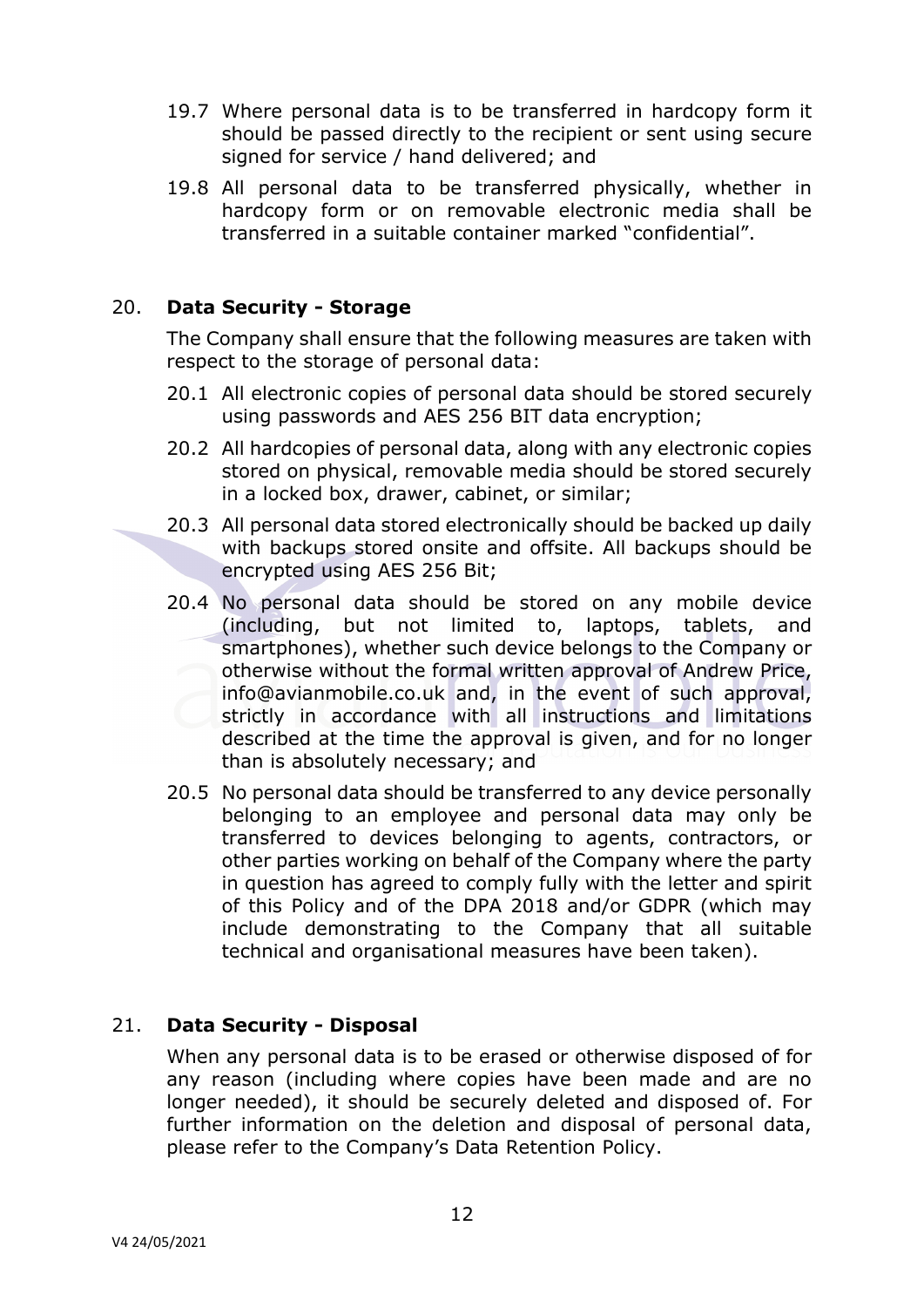19.7 Where personal data is to be transferred in hardcopy form it should be passed directly to the recipient or sent using secure signed for service / hand delivered; and

19.8 All personal data to be transferred physically, whether in hardcopy form or on removable electronic media shall be transferred in a suitable container marked "confidential".

## 20. **Data Security - Storage**

The Company shall ensure that the following measures are taken with respect to the storage of personal data:

20.1 All electronic copies of personal data should be stored securely using passwords and AES 256 BIT data encryption;

20.2 All hardcopies of personal data, along with any electronic copies stored on physical, removable media should be stored securely in a locked box, drawer, cabinet, or similar;

20.3 All personal data stored electronically should be backed up daily with backups stored onsite and offsite. All backups should be encrypted using AES 256 Bit;

20.4 No personal data should be stored on any mobile device (including, but not limited to, laptops, tablets, and smartphones), whether such device belongs to the Company or otherwise without the formal written approval of Andrew Price, info@avianmobile.co.uk and, in the event of such approval, strictly in accordance with all instructions and limitations described at the time the approval is given, and for no longer than is absolutely necessary; and

20.5 No personal data should be transferred to any device personally belonging to an employee and personal data may only be transferred to devices belonging to agents, contractors, or other parties working on behalf of the Company where the party in question has agreed to comply fully with the letter and spirit of this Policy and of the DPA 2018 and/or GDPR (which may include demonstrating to the Company that all suitable technical and organisational measures have been taken).

## 21. **Data Security - Disposal**

When any personal data is to be erased or otherwise disposed of for any reason (including where copies have been made and are no longer needed), it should be securely deleted and disposed of. For further information on the deletion and disposal of personal data, please refer to the Company's Data Retention Policy.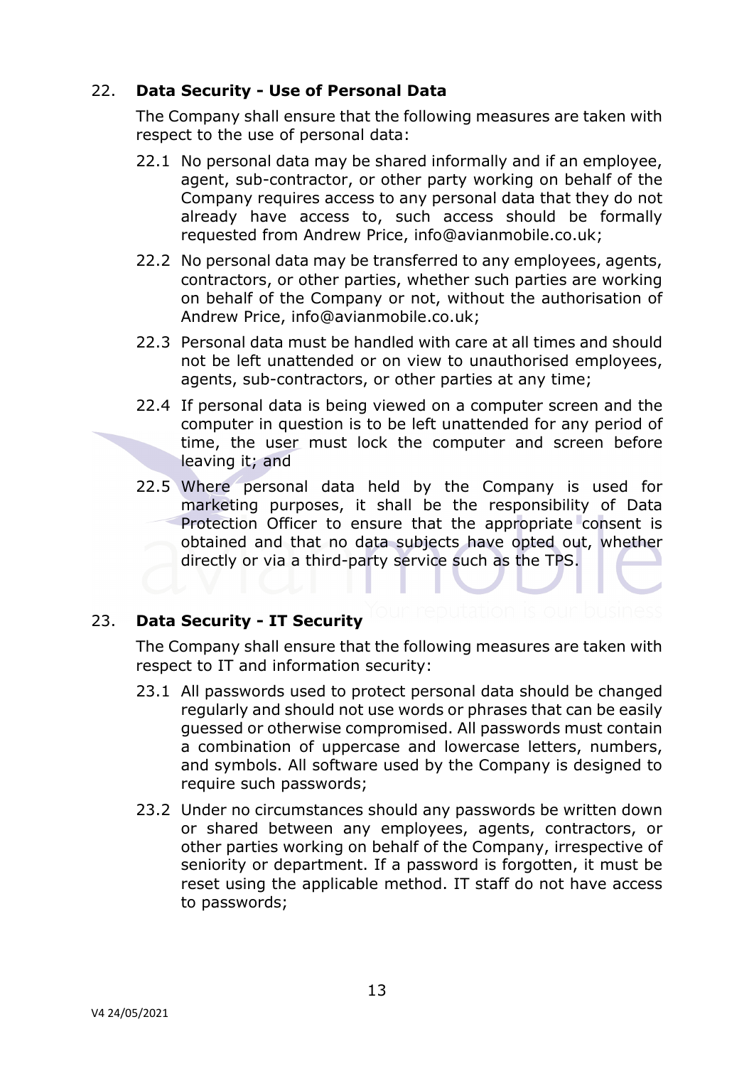## 22. **Data Security - Use of Personal Data**

The Company shall ensure that the following measures are taken with respect to the use of personal data:

22.1 No personal data may be shared informally and if an employee, agent, sub-contractor, or other party working on behalf of the Company requires access to any personal data that they do not already have access to, such access should be formally requested from Andrew Price, info@avianmobile.co.uk;

22.2 No personal data may be transferred to any employees, agents, contractors, or other parties, whether such parties are working on behalf of the Company or not, without the authorisation of Andrew Price, info@avianmobile.co.uk;

22.3 Personal data must be handled with care at all times and should not be left unattended or on view to unauthorised employees, agents, sub-contractors, or other parties at any time;

22.4 If personal data is being viewed on a computer screen and the computer in question is to be left unattended for any period of time, the user must lock the computer and screen before leaving it; and

22.5 Where personal data held by the Company is used for marketing purposes, it shall be the responsibility of Data Protection Officer to ensure that the appropriate consent is obtained and that no data subjects have opted out, whether directly or via a third-party service such as the TPS.

## 23. **Data Security - IT Security**

The Company shall ensure that the following measures are taken with respect to IT and information security:

23.1 All passwords used to protect personal data should be changed regularly and should not use words or phrases that can be easily guessed or otherwise compromised. All passwords must contain a combination of uppercase and lowercase letters, numbers, and symbols. All software used by the Company is designed to require such passwords;

23.2 Under no circumstances should any passwords be written down or shared between any employees, agents, contractors, or other parties working on behalf of the Company, irrespective of seniority or department. If a password is forgotten, it must be reset using the applicable method. IT staff do not have access to passwords;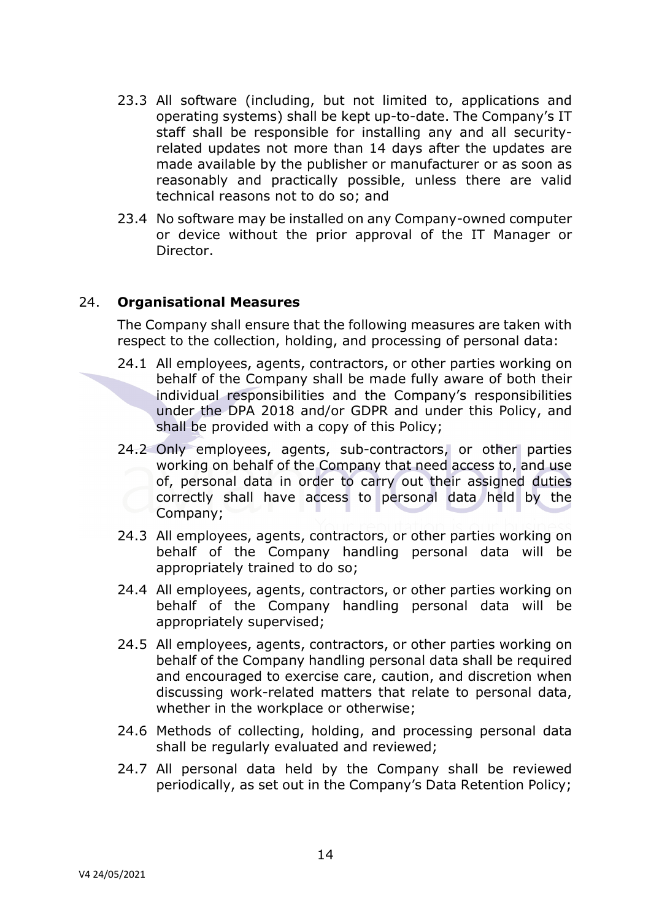23.3 All software (including, but not limited to, applications and operating systems) shall be kept up-to-date. The Company's IT staff shall be responsible for installing any and all security-related updates not more than 14 days after the updates are made available by the publisher or manufacturer or as soon as reasonably and practically possible, unless there are valid technical reasons not to do so; and

23.4 No software may be installed on any Company-owned computer or device without the prior approval of the IT Manager or Director.

## 24. Organisational Measures

The Company shall ensure that the following measures are taken with respect to the collection, holding, and processing of personal data:

24.1 All employees, agents, contractors, or other parties working on behalf of the Company shall be made fully aware of both their individual responsibilities and the Company's responsibilities under the DPA 2018 and/or GDPR and under this Policy, and shall be provided with a copy of this Policy;

24.2 Only employees, agents, sub-contractors, or other parties working on behalf of the Company that need access to, and use of, personal data in order to carry out their assigned duties correctly shall have access to personal data held by the Company;

24.3 All employees, agents, contractors, or other parties working on behalf of the Company handling personal data will be appropriately trained to do so;

24.4 All employees, agents, contractors, or other parties working on behalf of the Company handling personal data will be appropriately supervised;

24.5 All employees, agents, contractors, or other parties working on behalf of the Company handling personal data shall be required and encouraged to exercise care, caution, and discretion when discussing work-related matters that relate to personal data, whether in the workplace or otherwise;

24.6 Methods of collecting, holding, and processing personal data shall be regularly evaluated and reviewed;

24.7 All personal data held by the Company shall be reviewed periodically, as set out in the Company's Data Retention Policy;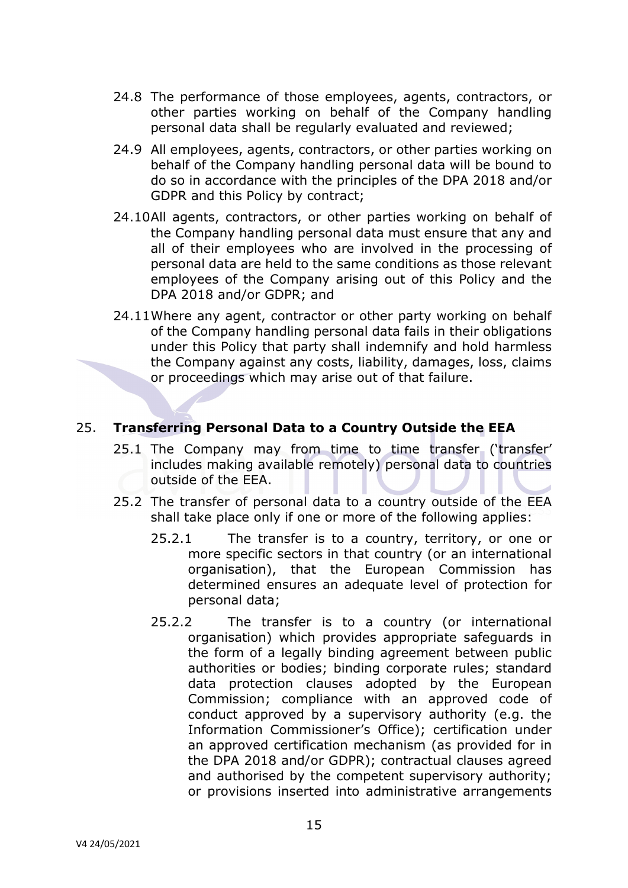24.8 The performance of those employees, agents, contractors, or other parties working on behalf of the Company handling personal data shall be regularly evaluated and reviewed;

24.9 All employees, agents, contractors, or other parties working on behalf of the Company handling personal data will be bound to do so in accordance with the principles of the DPA 2018 and/or GDPR and this Policy by contract;

24.10 All agents, contractors, or other parties working on behalf of the Company handling personal data must ensure that any and all of their employees who are involved in the processing of personal data are held to the same conditions as those relevant employees of the Company arising out of this Policy and the DPA 2018 and/or GDPR; and

24.11 Where any agent, contractor or other party working on behalf of the Company handling personal data fails in their obligations under this Policy that party shall indemnify and hold harmless the Company against any costs, liability, damages, loss, claims or proceedings which may arise out of that failure.

## 25. Transferring Personal Data to a Country Outside the EEA

25.1 The Company may from time to time transfer ('transfer' includes making available remotely) personal data to countries outside of the EEA.

25.2 The transfer of personal data to a country outside of the EEA shall take place only if one or more of the following applies:

25.2.1 The transfer is to a country, territory, or one or more specific sectors in that country (or an international organisation), that the European Commission has determined ensures an adequate level of protection for personal data;

25.2.2 The transfer is to a country (or international organisation) which provides appropriate safeguards in the form of a legally binding agreement between public authorities or bodies; binding corporate rules; standard data protection clauses adopted by the European Commission; compliance with an approved code of conduct approved by a supervisory authority (e.g. the Information Commissioner's Office); certification under an approved certification mechanism (as provided for in the DPA 2018 and/or GDPR); contractual clauses agreed and authorised by the competent supervisory authority; or provisions inserted into administrative arrangements

V4 24/05/2021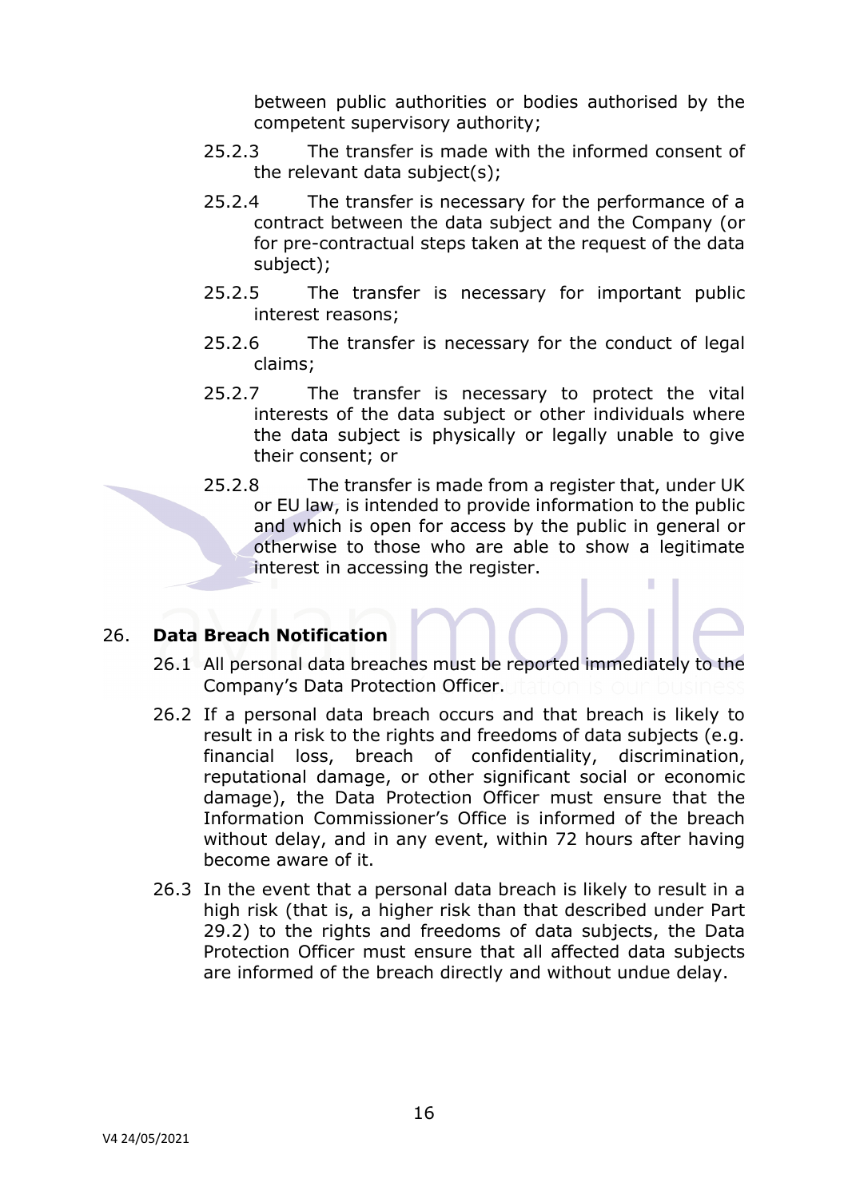between public authorities or bodies authorised by the competent supervisory authority;

25.2.3 The transfer is made with the informed consent of the relevant data subject(s);

25.2.4 The transfer is necessary for the performance of a contract between the data subject and the Company (or for pre-contractual steps taken at the request of the data subject);

25.2.5 The transfer is necessary for important public interest reasons;

25.2.6 The transfer is necessary for the conduct of legal claims;

25.2.7 The transfer is necessary to protect the vital interests of the data subject or other individuals where the data subject is physically or legally unable to give their consent; or

25.2.8 The transfer is made from a register that, under UK or EU law, is intended to provide information to the public and which is open for access by the public in general or otherwise to those who are able to show a legitimate interest in accessing the register.

## 26. Data Breach Notification

26.1 All personal data breaches must be reported immediately to the Company's Data Protection Officer.

26.2 If a personal data breach occurs and that breach is likely to result in a risk to the rights and freedoms of data subjects (e.g. financial loss, breach of confidentiality, discrimination, reputational damage, or other significant social or economic damage), the Data Protection Officer must ensure that the Information Commissioner's Office is informed of the breach without delay, and in any event, within 72 hours after having become aware of it.

26.3 In the event that a personal data breach is likely to result in a high risk (that is, a higher risk than that described under Part 29.2) to the rights and freedoms of data subjects, the Data Protection Officer must ensure that all affected data subjects are informed of the breach directly and without undue delay.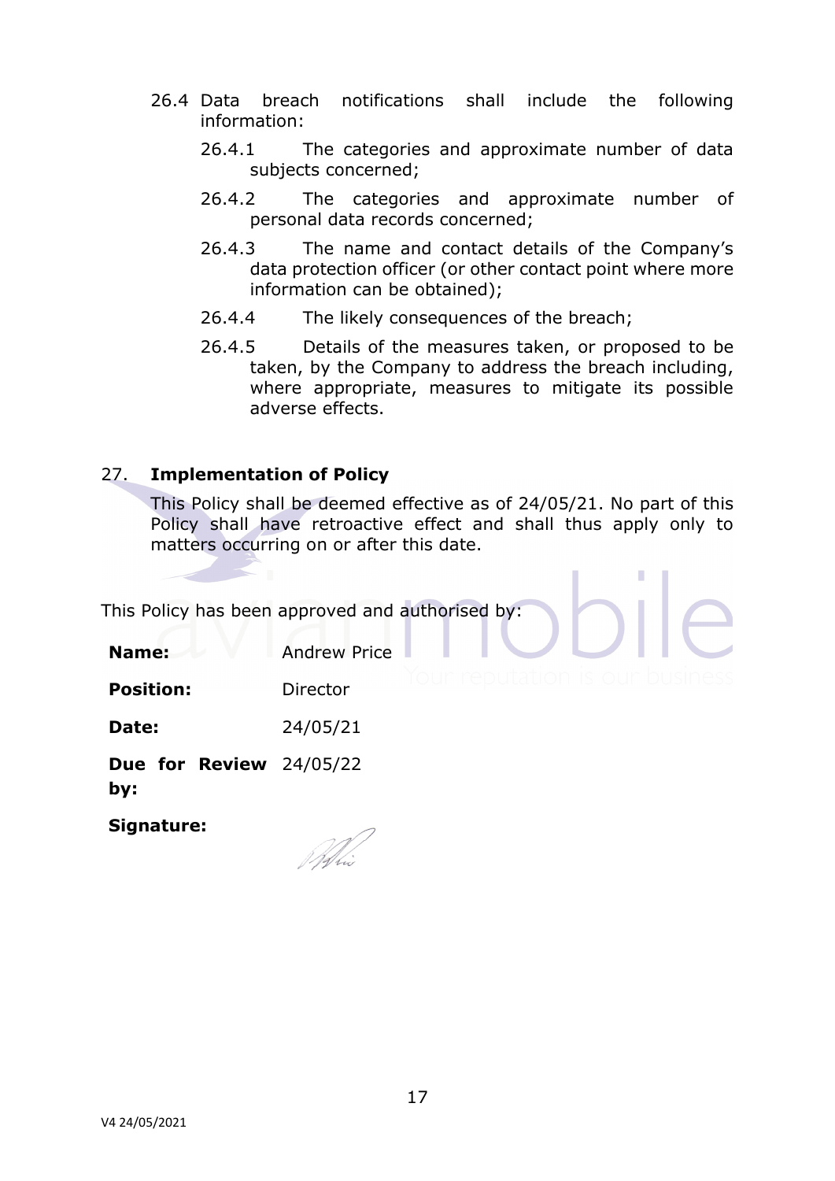26.4 Data breach notifications shall include the following information:

26.4.1 The categories and approximate number of data subjects concerned;

26.4.2 The categories and approximate number of personal data records concerned;

26.4.3 The name and contact details of the Company's data protection officer (or other contact point where more information can be obtained);

26.4.4 The likely consequences of the breach;

26.4.5 Details of the measures taken, or proposed to be taken, by the Company to address the breach including, where appropriate, measures to mitigate its possible adverse effects.

## 27. Implementation of Policy

This Policy shall be deemed effective as of 24/05/21. No part of this Policy shall have retroactive effect and shall thus apply only to matters occurring on or after this date.

This Policy has been approved and authorised by:

| | |
|---|---|
| **Name:** | Andrew Price |
| **Position:** | Director |
| **Date:** | 24/05/21 |
| **Due for Review by:** | 24/05/22 |
| **Signature:** | |

V4 24/05/2021